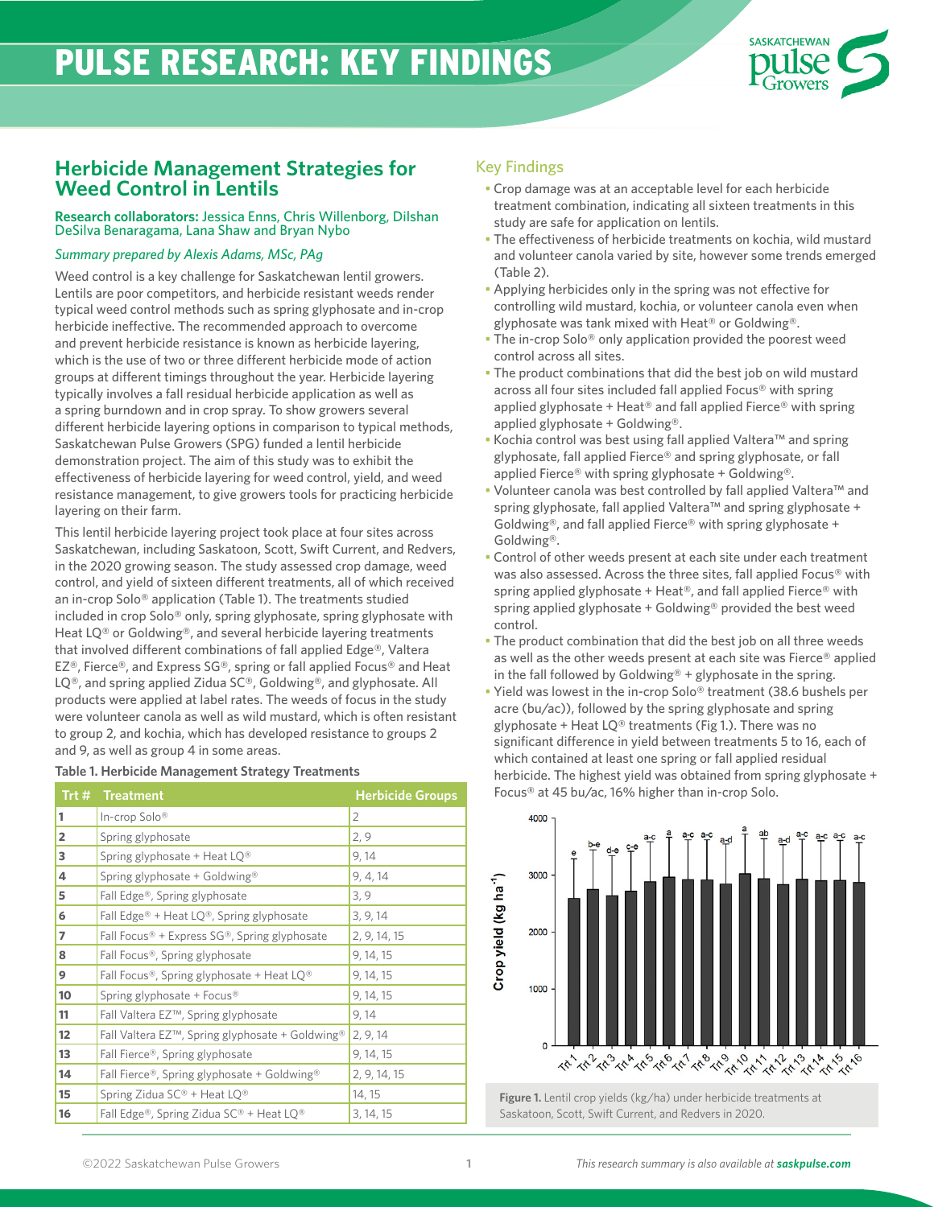# PULSE RESEARCH: KEY FINDINGS

## Herbicide Management Strategies for Weed Control in Lentils

**Research collaborators:** Jessica Enns, Chris Willenborg, Dilshan DeSilva Benaragama, Lana Shaw and Bryan Nybo

*Summary prepared by Alexis Adams, MSc, PAg*

Weed control is a key challenge for Saskatchewan lentil growers. Lentils are poor competitors, and herbicide resistant weeds render typical weed control methods such as spring glyphosate and in-crop herbicide ineffective. The recommended approach to overcome and prevent herbicide resistance is known as herbicide layering, which is the use of two or three different herbicide mode of action groups at different timings throughout the year. Herbicide layering typically involves a fall residual herbicide application as well as a spring burndown and in crop spray. To show growers several different herbicide layering options in comparison to typical methods, Saskatchewan Pulse Growers (SPG) funded a lentil herbicide demonstration project. The aim of this study was to exhibit the effectiveness of herbicide layering for weed control, yield, and weed resistance management, to give growers tools for practicing herbicide layering on their farm.

This lentil herbicide layering project took place at four sites across Saskatchewan, including Saskatoon, Scott, Swift Current, and Redvers, in the 2020 growing season. The study assessed crop damage, weed control, and yield of sixteen different treatments, all of which received an in-crop Solo® application (Table 1). The treatments studied included in crop Solo® only, spring glyphosate, spring glyphosate with Heat LQ® or Goldwing®, and several herbicide layering treatments that involved different combinations of fall applied Edge®, Valtera EZ®, Fierce®, and Express SG®, spring or fall applied Focus® and Heat LQ®, and spring applied Zidua SC®, Goldwing®, and glyphosate. All products were applied at label rates. The weeds of focus in the study were volunteer canola as well as wild mustard, which is often resistant to group 2, and kochia, which has developed resistance to groups 2 and 9, as well as group 4 in some areas.

**Table 1. Herbicide Management Strategy Treatments**

| Trt # | Treatment | Herbicide Groups |
|---|---|---|
| 1 | In-crop Solo® | 2 |
| 2 | Spring glyphosate | 2, 9 |
| 3 | Spring glyphosate + Heat LQ® | 9, 14 |
| 4 | Spring glyphosate + Goldwing® | 9, 4, 14 |
| 5 | Fall Edge®, Spring glyphosate | 3, 9 |
| 6 | Fall Edge® + Heat LQ®, Spring glyphosate | 3, 9, 14 |
| 7 | Fall Focus® + Express SG®, Spring glyphosate | 2, 9, 14, 15 |
| 8 | Fall Focus®, Spring glyphosate | 9, 14, 15 |
| 9 | Fall Focus®, Spring glyphosate + Heat LQ® | 9, 14, 15 |
| 10 | Spring glyphosate + Focus® | 9, 14, 15 |
| 11 | Fall Valtera EZ™, Spring glyphosate | 9, 14 |
| 12 | Fall Valtera EZ™, Spring glyphosate + Goldwing® | 2, 9, 14 |
| 13 | Fall Fierce®, Spring glyphosate | 9, 14, 15 |
| 14 | Fall Fierce®, Spring glyphosate + Goldwing® | 2, 9, 14, 15 |
| 15 | Spring Zidua SC® + Heat LQ® | 14, 15 |
| 16 | Fall Edge®, Spring Zidua SC® + Heat LQ® | 3, 14, 15 |

### Key Findings

- Crop damage was at an acceptable level for each herbicide treatment combination, indicating all sixteen treatments in this study are safe for application on lentils.
- The effectiveness of herbicide treatments on kochia, wild mustard and volunteer canola varied by site, however some trends emerged (Table 2).
- Applying herbicides only in the spring was not effective for controlling wild mustard, kochia, or volunteer canola even when glyphosate was tank mixed with Heat® or Goldwing®.
- The in-crop Solo® only application provided the poorest weed control across all sites.
- The product combinations that did the best job on wild mustard across all four sites included fall applied Focus® with spring applied glyphosate + Heat® and fall applied Fierce® with spring applied glyphosate + Goldwing®.
- Kochia control was best using fall applied Valtera™ and spring glyphosate, fall applied Fierce® and spring glyphosate, or fall applied Fierce® with spring glyphosate + Goldwing®.
- Volunteer canola was best controlled by fall applied Valtera™ and spring glyphosate, fall applied Valtera™ and spring glyphosate + Goldwing®, and fall applied Fierce® with spring glyphosate + Goldwing®.
- Control of other weeds present at each site under each treatment was also assessed. Across the three sites, fall applied Focus® with spring applied glyphosate + Heat®, and fall applied Fierce® with spring applied glyphosate + Goldwing® provided the best weed control.
- The product combination that did the best job on all three weeds as well as the other weeds present at each site was Fierce® applied in the fall followed by Goldwing® + glyphosate in the spring.
- Yield was lowest in the in-crop Solo® treatment (38.6 bushels per acre (bu/ac)), followed by the spring glyphosate and spring glyphosate + Heat LQ® treatments (Fig 1.). There was no significant difference in yield between treatments 5 to 16, each of which contained at least one spring or fall applied residual herbicide. The highest yield was obtained from spring glyphosate + Focus® at 45 bu/ac, 16% higher than in-crop Solo.

**Figure 1.** Lentil crop yields (kg/ha) under herbicide treatments at Saskatoon, Scott, Swift Current, and Redvers in 2020.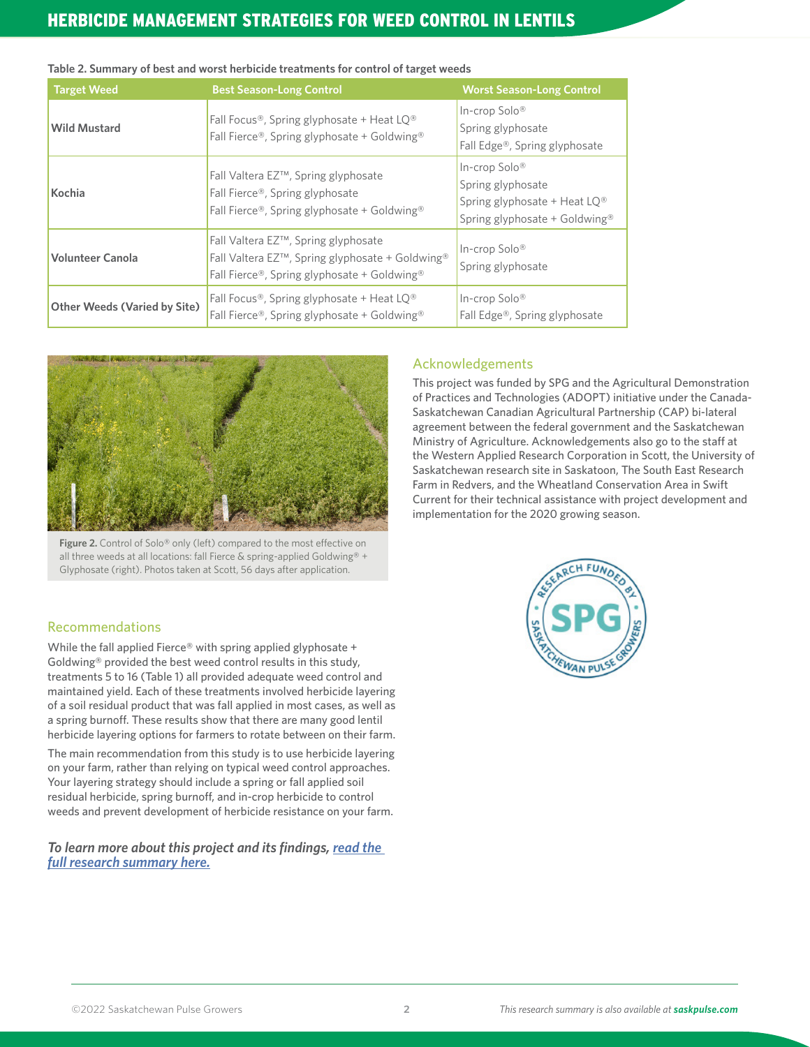**Table 2. Summary of best and worst herbicide treatments for control of target weeds**

| Target Weed | Best Season-Long Control | Worst Season-Long Control |
|---|---|---|
| **Wild Mustard** | Fall Focus®, Spring glyphosate + Heat LQ®<br>Fall Fierce®, Spring glyphosate + Goldwing® | In-crop Solo®<br>Spring glyphosate<br>Fall Edge®, Spring glyphosate |
| **Kochia** | Fall Valtera EZ™, Spring glyphosate<br>Fall Fierce®, Spring glyphosate<br>Fall Fierce®, Spring glyphosate + Goldwing® | In-crop Solo®<br>Spring glyphosate<br>Spring glyphosate + Heat LQ®<br>Spring glyphosate + Goldwing® |
| **Volunteer Canola** | Fall Valtera EZ™, Spring glyphosate<br>Fall Valtera EZ™, Spring glyphosate + Goldwing®<br>Fall Fierce®, Spring glyphosate + Goldwing® | In-crop Solo®<br>Spring glyphosate |
| **Other Weeds (Varied by Site)** | Fall Focus®, Spring glyphosate + Heat LQ®<br>Fall Fierce®, Spring glyphosate + Goldwing® | In-crop Solo®<br>Fall Edge®, Spring glyphosate |

**Figure 2.** Control of Solo® only (left) compared to the most effective on all three weeds at all locations: fall Fierce & spring-applied Goldwing® + Glyphosate (right). Photos taken at Scott, 56 days after application.

## Recommendations

While the fall applied Fierce® with spring applied glyphosate + Goldwing® provided the best weed control results in this study, treatments 5 to 16 (Table 1) all provided adequate weed control and maintained yield. Each of these treatments involved herbicide layering of a soil residual product that was fall applied in most cases, as well as a spring burnoff. These results show that there are many good lentil herbicide layering options for farmers to rotate between on their farm.

The main recommendation from this study is to use herbicide layering on your farm, rather than relying on typical weed control approaches. Your layering strategy should include a spring or fall applied soil residual herbicide, spring burnoff, and in-crop herbicide to control weeds and prevent development of herbicide resistance on your farm.

***To learn more about this project and its findings, read the full research summary here.***

## Acknowledgements

This project was funded by SPG and the Agricultural Demonstration of Practices and Technologies (ADOPT) initiative under the Canada-Saskatchewan Canadian Agricultural Partnership (CAP) bi-lateral agreement between the federal government and the Saskatchewan Ministry of Agriculture. Acknowledgements also go to the staff at the Western Applied Research Corporation in Scott, the University of Saskatchewan research site in Saskatoon, The South East Research Farm in Redvers, and the Wheatland Conservation Area in Swift Current for their technical assistance with project development and implementation for the 2020 growing season.

RESEARCH FUNDED BY SPG SASKATCHEWAN PULSE GROWERS

©2022 Saskatchewan Pulse Growers

*This research summary is also available at **saskpulse.com***